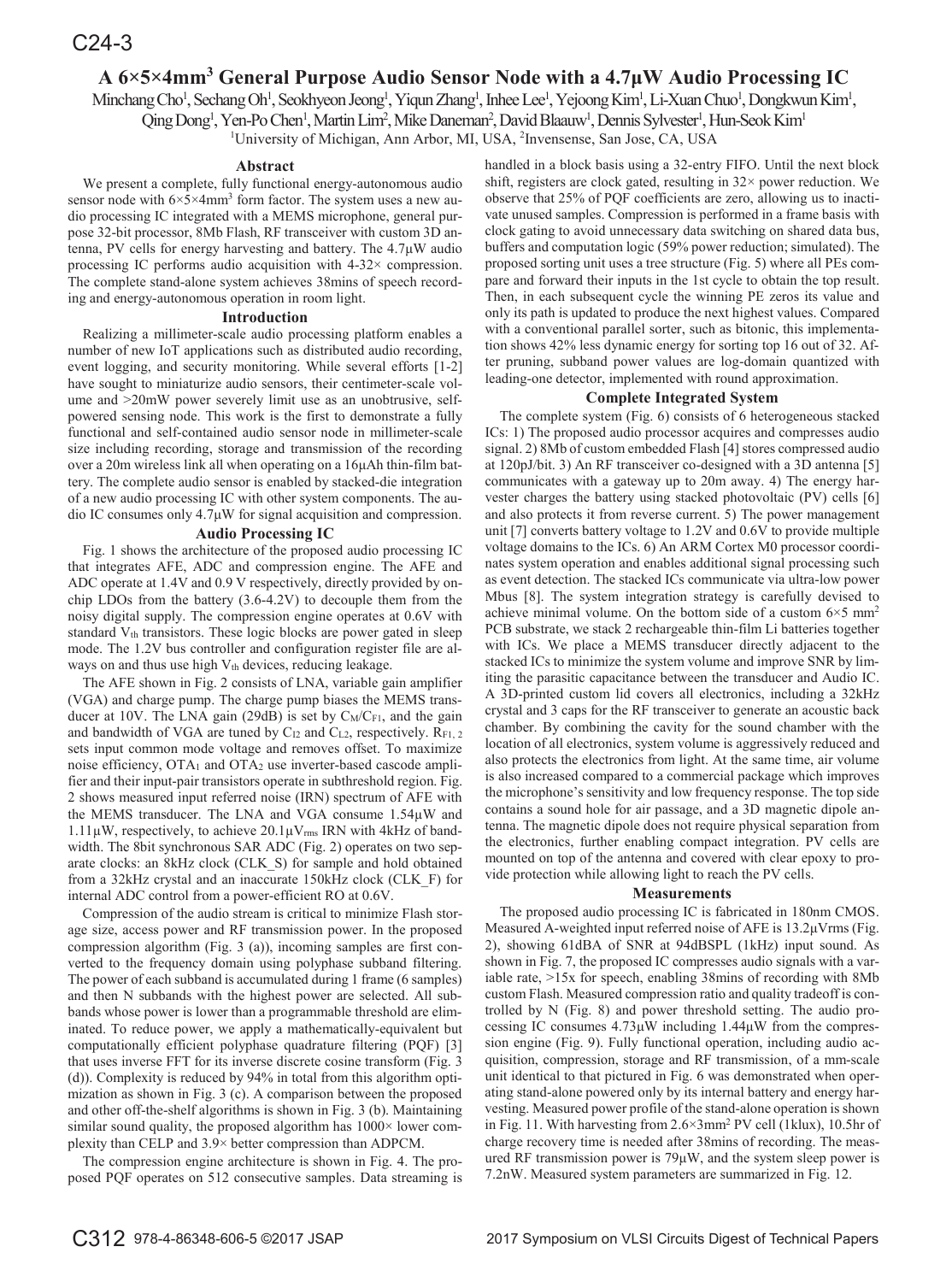# A 6×5×4mm[3] General Purpose Audio Sensor Node with a 4.7μW Audio Processing IC

Minchang Cho[1], Sechang Oh[1], Seokhyeon Jeong[1], Yiqun Zhang[1], Inhee Lee[1], Yejoong Kim[1], Li-Xuan Chuo[1], Dongkwun Kim[1], Qing Dong[1], Yen-Po Chen[1], Martin Lim[2], Mike Daneman[2], David Blaauw[1], Dennis Sylvester[1], Hun-Seok Kim[1]

[1]University of Michigan, Ann Arbor, MI, USA, [2]Invensense, San Jose, CA, USA

## Abstract

We present a complete, fully functional energy-autonomous audio sensor node with 6×5×4mm[3] form factor. The system uses a new audio processing IC integrated with a MEMS microphone, general purpose 32-bit processor, 8Mb Flash, RF transceiver with custom 3D antenna, PV cells for energy harvesting and battery. The 4.7μW audio processing IC performs audio acquisition with 4-32× compression. The complete stand-alone system achieves 38mins of speech recording and energy-autonomous operation in room light.

## Introduction

Realizing a millimeter-scale audio processing platform enables a number of new IoT applications such as distributed audio recording, event logging, and security monitoring. While several efforts [1-2] have sought to miniaturize audio sensors, their centimeter-scale volume and >20mW power severely limit use as an unobtrusive, self-powered sensing node. This work is the first to demonstrate a fully functional and self-contained audio sensor node in millimeter-scale size including recording, storage and transmission of the recording over a 20m wireless link all when operating on a 16μAh thin-film battery. The complete audio sensor is enabled by stacked-die integration of a new audio processing IC with other system components. The audio IC consumes only 4.7μW for signal acquisition and compression.

## Audio Processing IC

Fig. 1 shows the architecture of the proposed audio processing IC that integrates AFE, ADC and compression engine. The AFE and ADC operate at 1.4V and 0.9 V respectively, directly provided by on-chip LDOs from the battery (3.6-4.2V) to decouple them from the noisy digital supply. The compression engine operates at 0.6V with standard $V_{th}$ transistors. These logic blocks are power gated in sleep mode. The 1.2V bus controller and configuration register file are always on and thus use high $V_{th}$ devices, reducing leakage.

The AFE shown in Fig. 2 consists of LNA, variable gain amplifier (VGA) and charge pump. The charge pump biases the MEMS transducer at 10V. The LNA gain (29dB) is set by $C_M/C_{F1}$, and the gain and bandwidth of VGA are tuned by $C_{I2}$ and $C_{L2}$, respectively. $R_{F1,2}$ sets input common mode voltage and removes offset. To maximize noise efficiency, $OTA_1$ and $OTA_2$ use inverter-based cascode amplifier and their input-pair transistors operate in subthreshold region. Fig. 2 shows measured input referred noise (IRN) spectrum of AFE with the MEMS transducer. The LNA and VGA consume 1.54μW and 1.11μW, respectively, to achieve 20.1$\mu V_{rms}$ IRN with 4kHz of bandwidth. The 8bit synchronous SAR ADC (Fig. 2) operates on two separate clocks: an 8kHz clock (CLK_S) for sample and hold obtained from a 32kHz crystal and an inaccurate 150kHz clock (CLK_F) for internal ADC control from a power-efficient RO at 0.6V.

Compression of the audio stream is critical to minimize Flash storage size, access power and RF transmission power. In the proposed compression algorithm (Fig. 3 (a)), incoming samples are first converted to the frequency domain using polyphase subband filtering. The power of each subband is accumulated during 1 frame (6 samples) and then N subbands with the highest power are selected. All subbands whose power is lower than a programmable threshold are eliminated. To reduce power, we apply a mathematically-equivalent but computationally efficient polyphase quadrature filtering (PQF) [3] that uses inverse FFT for its inverse discrete cosine transform (Fig. 3 (d)). Complexity is reduced by 94% in total from this algorithm optimization as shown in Fig. 3 (c). A comparison between the proposed and other off-the-shelf algorithms is shown in Fig. 3 (b). Maintaining similar sound quality, the proposed algorithm has 1000× lower complexity than CELP and 3.9× better compression than ADPCM.

The compression engine architecture is shown in Fig. 4. The proposed PQF operates on 512 consecutive samples. Data streaming is handled in a block basis using a 32-entry FIFO. Until the next block shift, registers are clock gated, resulting in 32× power reduction. We observe that 25% of PQF coefficients are zero, allowing us to inactivate unused samples. Compression is performed in a frame basis with clock gating to avoid unnecessary data switching on shared data bus, buffers and computation logic (59% power reduction; simulated). The proposed sorting unit uses a tree structure (Fig. 5) where all PEs compare and forward their inputs in the 1st cycle to obtain the top result. Then, in each subsequent cycle the winning PE zeros its value and only its path is updated to produce the next highest values. Compared with a conventional parallel sorter, such as bitonic, this implementation shows 42% less dynamic energy for sorting top 16 out of 32. After pruning, subband power values are log-domain quantized with leading-one detector, implemented with round approximation.

## Complete Integrated System

The complete system (Fig. 6) consists of 6 heterogeneous stacked ICs: 1) The proposed audio processor acquires and compresses audio signal. 2) 8Mb of custom embedded Flash [4] stores compressed audio at 120pJ/bit. 3) An RF transceiver co-designed with a 3D antenna [5] communicates with a gateway up to 20m away. 4) The energy harvester charges the battery using stacked photovoltaic (PV) cells [6] and also protects it from reverse current. 5) The power management unit [7] converts battery voltage to 1.2V and 0.6V to provide multiple voltage domains to the ICs. 6) An ARM Cortex M0 processor coordinates system operation and enables additional signal processing such as event detection. The stacked ICs communicate via ultra-low power Mbus [8]. The system integration strategy is carefully devised to achieve minimal volume. On the bottom side of a custom 6×5 mm[2] PCB substrate, we stack 2 rechargeable thin-film Li batteries together with ICs. We place a MEMS transducer directly adjacent to the stacked ICs to minimize the system volume and improve SNR by limiting the parasitic capacitance between the transducer and Audio IC. A 3D-printed custom lid covers all electronics, including a 32kHz crystal and 3 caps for the RF transceiver to generate an acoustic back chamber. By combining the cavity for the sound chamber with the location of all electronics, system volume is aggressively reduced and also protects the electronics from light. At the same time, air volume is also increased compared to a commercial package which improves the microphone's sensitivity and low frequency response. The top side contains a sound hole for air passage, and a 3D magnetic dipole antenna. The magnetic dipole does not require physical separation from the electronics, further enabling compact integration. PV cells are mounted on top of the antenna and covered with clear epoxy to provide protection while allowing light to reach the PV cells.

## Measurements

The proposed audio processing IC is fabricated in 180nm CMOS. Measured A-weighted input referred noise of AFE is 13.2μVrms (Fig. 2), showing 61dBA of SNR at 94dBSPL (1kHz) input sound. As shown in Fig. 7, the proposed IC compresses audio signals with a variable rate, >15x for speech, enabling 38mins of recording with 8Mb custom Flash. Measured compression ratio and quality tradeoff is controlled by N (Fig. 8) and power threshold setting. The audio processing IC consumes 4.73μW including 1.44μW from the compression engine (Fig. 9). Fully functional operation, including audio acquisition, compression, storage and RF transmission, of a mm-scale unit identical to that pictured in Fig. 6 was demonstrated when operating stand-alone powered only by its internal battery and energy harvesting. Measured power profile of the stand-alone operation is shown in Fig. 11. With harvesting from 2.6×3mm[2] PV cell (1klux), 10.5hr of charge recovery time is needed after 38mins of recording. The measured RF transmission power is 79μW, and the system sleep power is 7.2nW. Measured system parameters are summarized in Fig. 12.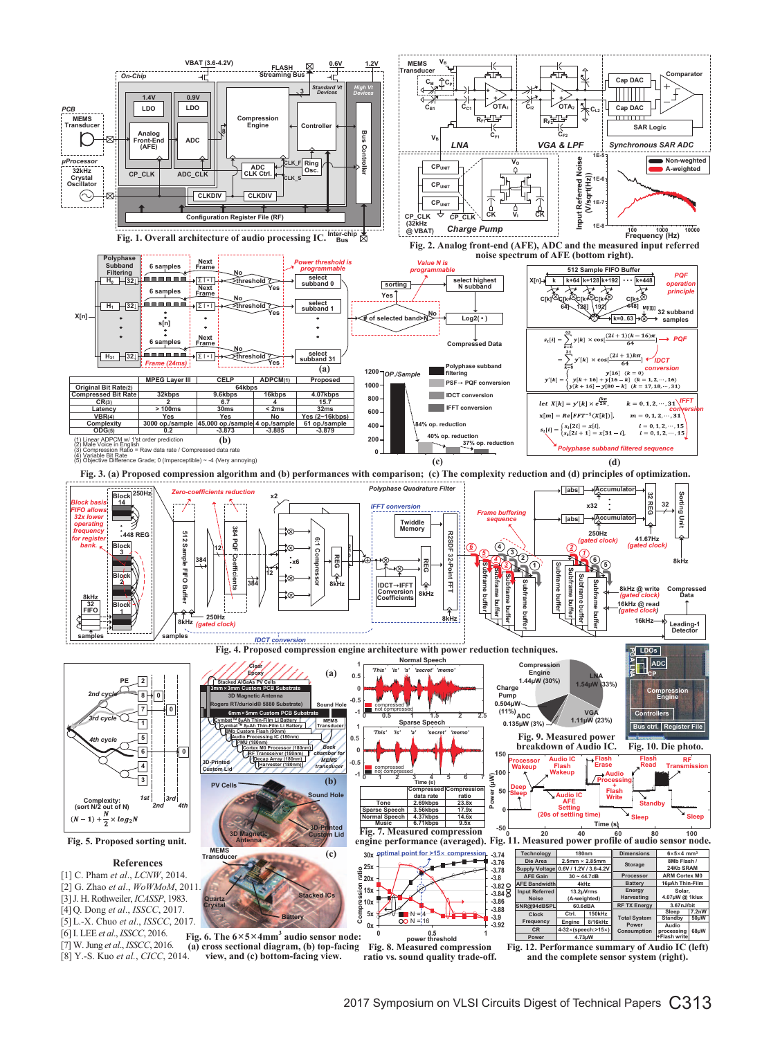Fig. 1. Overall architecture of audio processing IC.

Fig. 2. Analog front-end (AFE), ADC and the measured input referred noise spectrum of AFE (bottom right).

|  | MPEG Layer III | CELP | ADPCM(1) | Proposed |
|---|---|---|---|---|
| Original Bit Rate(2) | 64kbps | | | |
| Compressed Bit Rate | 32kbps | 9.6kbps | 16kbps | 4.07kbps |
| CR(3) | 2 | 6.7 | 4 | 15.7 |
| Latency | > 100ms | 30ms | < 2ms | 32ms |
| VBR(4) | Yes | Yes | No | Yes (2~16kbps) |
| Complexity | 3000 op./sample | 45,000 op./sample | 4 op./sample | 61 op./sample |
| ODG(5) | 0.2 | -3.873 | -3.885 | -3.879 |

(1) Linear ADPCM w/ 1st order prediction
(2) Male Voice in English
(3) Compression Ratio = Raw data rate / Compressed data rate
(4) Variable Bit Rate
(5) Objective Difference Grade; 0 (Imperceptible) ~ -4 (Very annoying)

$$s_t[i] = \sum_{k=0}^{63} y[k] \times \cos\left[\frac{(2i+1)(k-16)\pi}{64}\right] \rightarrow PQF$$

$$= \sum_{k=0}^{31} y'[k] \times \cos\left[\frac{(2i+1)k\pi}{64}\right] \leftarrow IDCT\ conversion$$

$$y'[k] = \begin{cases} y[16] & (k=0) \\ y[k+16] + y[16-k] & (k=1,2,\cdots,16) \\ y[k+16] - y[80-k] & (k=17,18,\cdots,31) \end{cases}$$

let $X[k] = y'[k] \times e^{\frac{ik\pi}{2N}}$, $k = 0,1,2,\cdots,31$ ← IFFT conversion

$x[m] = Re[FFT^{-1}(X[k])]$, $m = 0,1,2,\cdots,31$

$$s_t[i] = \begin{cases} s_t[2i] = x[i], & i = 0,1,2,\cdots,15 \\ s_t[2i+1] = x[31-i], & i = 0,1,2,\cdots,15 \end{cases}$$

Polyphase subband filtered sequence

Fig. 3. (a) Proposed compression algorithm and (b) performances with comparison; (c) The complexity reduction and (d) principles of optimization.

Fig. 4. Proposed compression engine architecture with power reduction techniques.

Complexity: (sort N/2 out of N)

$$(N-1) + \frac{N}{2} \times \log_2 N$$

Fig. 5. Proposed sorting unit.

Fig. 6. The 6×5×4mm³ audio sensor node: (a) cross sectional diagram, (b) top-facing view, and (c) bottom-facing view.

|  | Compressed data rate | Compression ratio |
|---|---|---|
| Tone | 2.69kbps | 23.8x |
| Sparse Speech | 3.56kbps | 17.9x |
| Normal Speech | 4.37kbps | 14.6x |
| Music | 6.71kbps | 9.5x |

Fig. 7. Measured compression engine performance (averaged).

Fig. 8. Measured compression ratio vs. sound quality trade-off.

Fig. 9. Measured power breakdown of Audio IC.

Fig. 10. Die photo.

Fig. 11. Measured power profile of audio sensor node.

| Technology | 180nm | |
|---|---|---|
| Die Area | 2.5mm × 2.85mm | |
| Supply Voltage | 0.6V / 1.2V / 3.6-4.2V | |
| AFE Gain | 30 ~ 44.7dB | |
| AFE Bandwidth | 4kHz | |
| Input Referred Noise | 13.2μVrms (A-weighted) | |
| SNR@94dBSPL | 60.6dBA | |
| Clock Frequency | Ctrl. | 150kHz |
| | Engine | 8/16kHz |
| CR | 4-32×(speech:>15×) | |
| Power | 4.73μW | |

| Dimensions | 6×5×4 mm³ | |
|---|---|---|
| Storage | 8Mb Flash / 24Kb SRAM | |
| Processor | ARM Cortex M0 | |
| Battery | 16μAh Thin-Film | |
| Energy Harvesting | Solar, 4.07μW @ 1klux | |
| RF TX Energy | 3.67nJ/bit | |
| Total System Power Consumption | Sleep | 7.2nW |
| | Standby | 50μW |
| | Audio processing | 68μW (+Flash write) |

Fig. 12. Performance summary of Audio IC (left) and the complete sensor system (right).

## References

[1] C. Pham *et al.*, *LCNW*, 2014.
[2] G. Zhao *et al.*, *WoWMoM*, 2011.
[3] J. H. Rothweiler, *ICASSP*, 1983.
[4] Q. Dong *et al.*, *ISSCC*, 2017.
[5] L.-X. Chuo *et al.*, *ISSCC*, 2017.
[6] I. LEE *et al.*, *ISSCC*, 2016.
[7] W. Jung *et al.*, *ISSCC*, 2016.
[8] Y.-S. Kuo *et al.*, *CICC*, 2014.